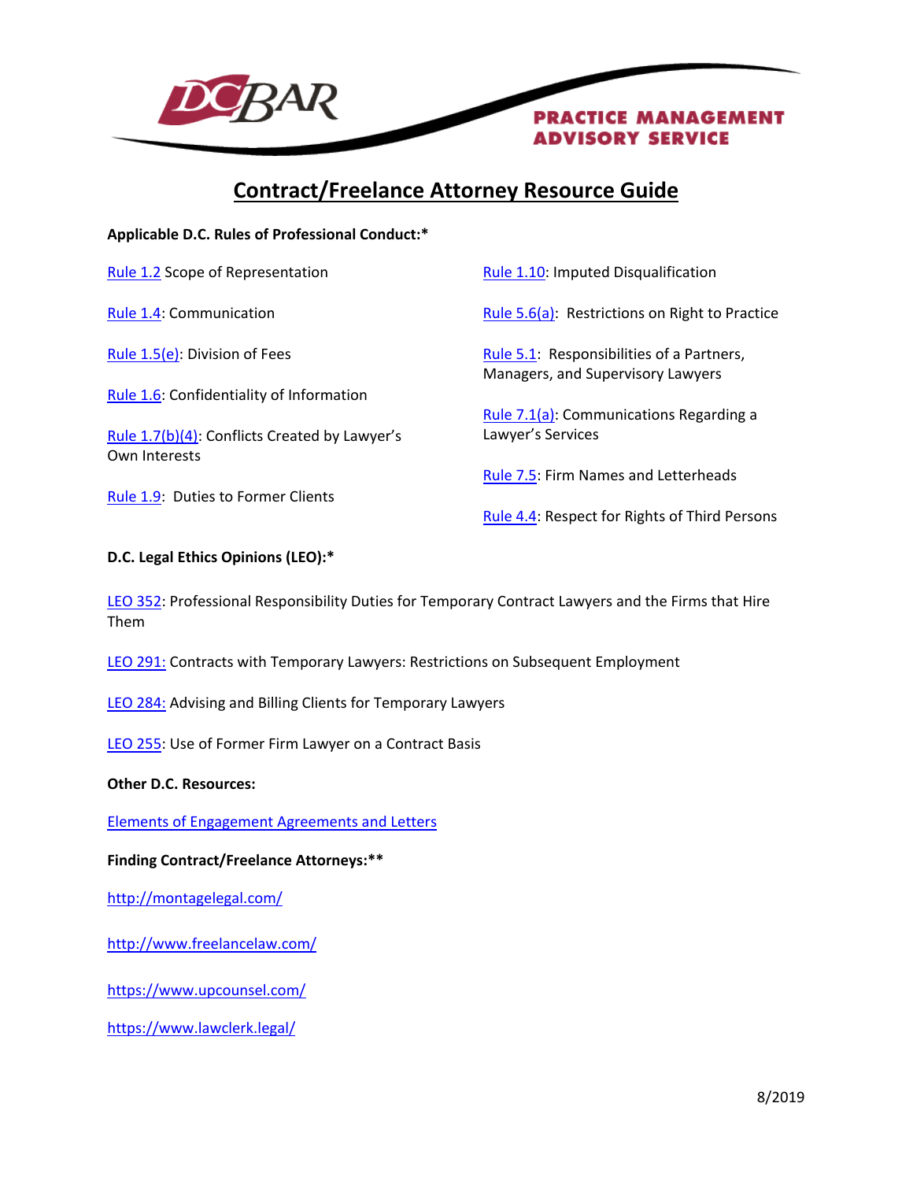DC BAR PRACTICE MANAGEMENT ADVISORY SERVICE

# Contract/Freelance Attorney Resource Guide

**Applicable D.C. Rules of Professional Conduct:***

Rule 1.2 Scope of Representation

Rule 1.4: Communication

Rule 1.5(e): Division of Fees

Rule 1.6: Confidentiality of Information

Rule 1.7(b)(4): Conflicts Created by Lawyer's Own Interests

Rule 1.9: Duties to Former Clients

Rule 1.10: Imputed Disqualification

Rule 5.6(a): Restrictions on Right to Practice

Rule 5.1: Responsibilities of a Partners, Managers, and Supervisory Lawyers

Rule 7.1(a): Communications Regarding a Lawyer's Services

Rule 7.5: Firm Names and Letterheads

Rule 4.4: Respect for Rights of Third Persons

**D.C. Legal Ethics Opinions (LEO):***

LEO 352: Professional Responsibility Duties for Temporary Contract Lawyers and the Firms that Hire Them

LEO 291: Contracts with Temporary Lawyers: Restrictions on Subsequent Employment

LEO 284: Advising and Billing Clients for Temporary Lawyers

LEO 255: Use of Former Firm Lawyer on a Contract Basis

**Other D.C. Resources:**

Elements of Engagement Agreements and Letters

**Finding Contract/Freelance Attorneys:****

http://montagelegal.com/

http://www.freelancelaw.com/

https://www.upcounsel.com/

https://www.lawclerk.legal/

8/2019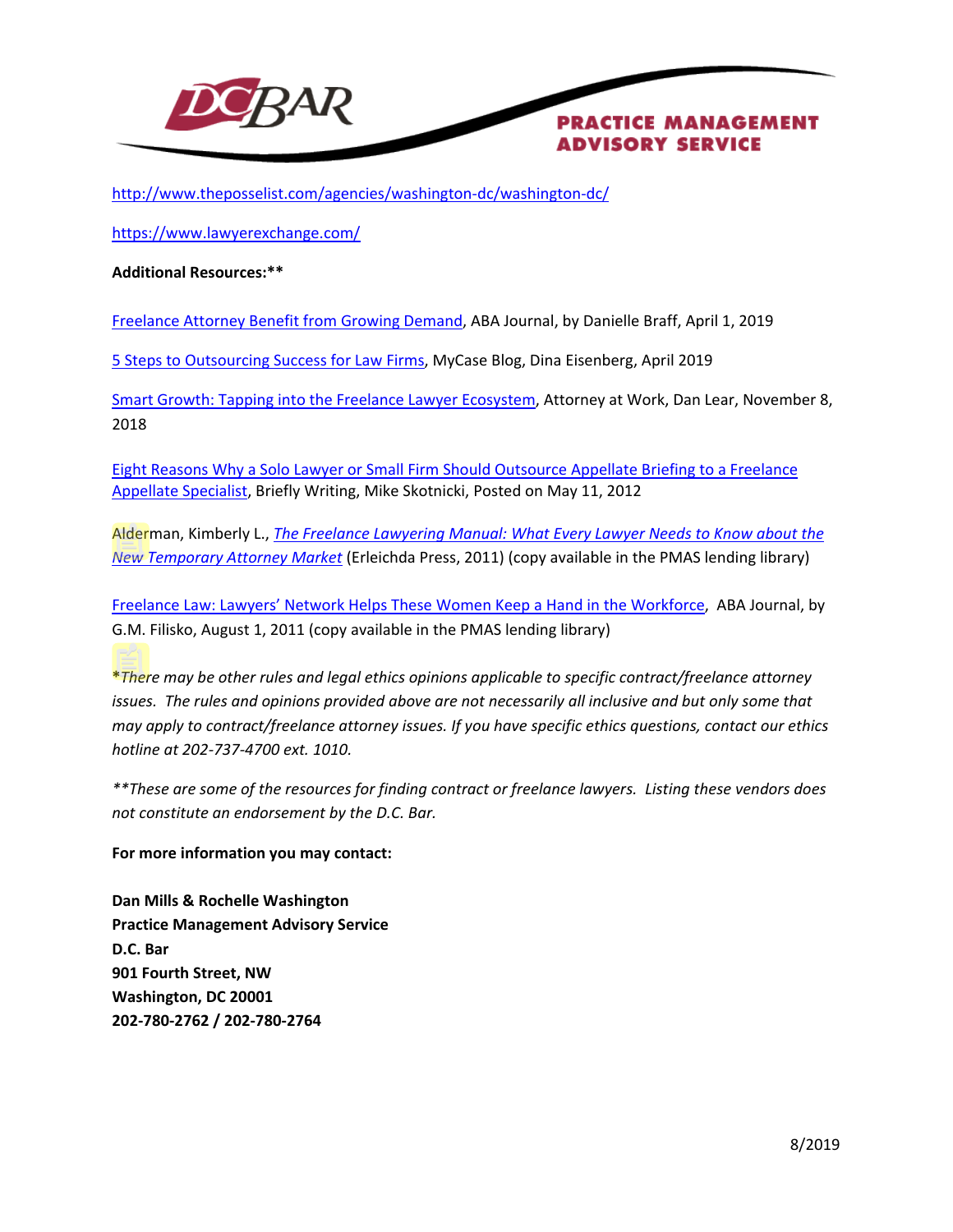http://www.theposselist.com/agencies/washington-dc/washington-dc/

https://www.lawyerexchange.com/

**Additional Resources:****

Freelance Attorney Benefit from Growing Demand, ABA Journal, by Danielle Braff, April 1, 2019

5 Steps to Outsourcing Success for Law Firms, MyCase Blog, Dina Eisenberg, April 2019

Smart Growth: Tapping into the Freelance Lawyer Ecosystem, Attorney at Work, Dan Lear, November 8, 2018

Eight Reasons Why a Solo Lawyer or Small Firm Should Outsource Appellate Briefing to a Freelance Appellate Specialist, Briefly Writing, Mike Skotnicki, Posted on May 11, 2012

Alderman, Kimberly L., *The Freelance Lawyering Manual: What Every Lawyer Needs to Know about the New Temporary Attorney Market* (Erleichda Press, 2011) (copy available in the PMAS lending library)

Freelance Law: Lawyers' Network Helps These Women Keep a Hand in the Workforce, ABA Journal, by G.M. Filisko, August 1, 2011 (copy available in the PMAS lending library)

**There may be other rules and legal ethics opinions applicable to specific contract/freelance attorney issues. The rules and opinions provided above are not necessarily all inclusive and but only some that may apply to contract/freelance attorney issues. If you have specific ethics questions, contact our ethics hotline at 202-737-4700 ext. 1010.*

***These are some of the resources for finding contract or freelance lawyers. Listing these vendors does not constitute an endorsement by the D.C. Bar.*

**For more information you may contact:**

**Dan Mills & Rochelle Washington**
**Practice Management Advisory Service**
**D.C. Bar**
**901 Fourth Street, NW**
**Washington, DC 20001**
**202-780-2762 / 202-780-2764**

8/2019